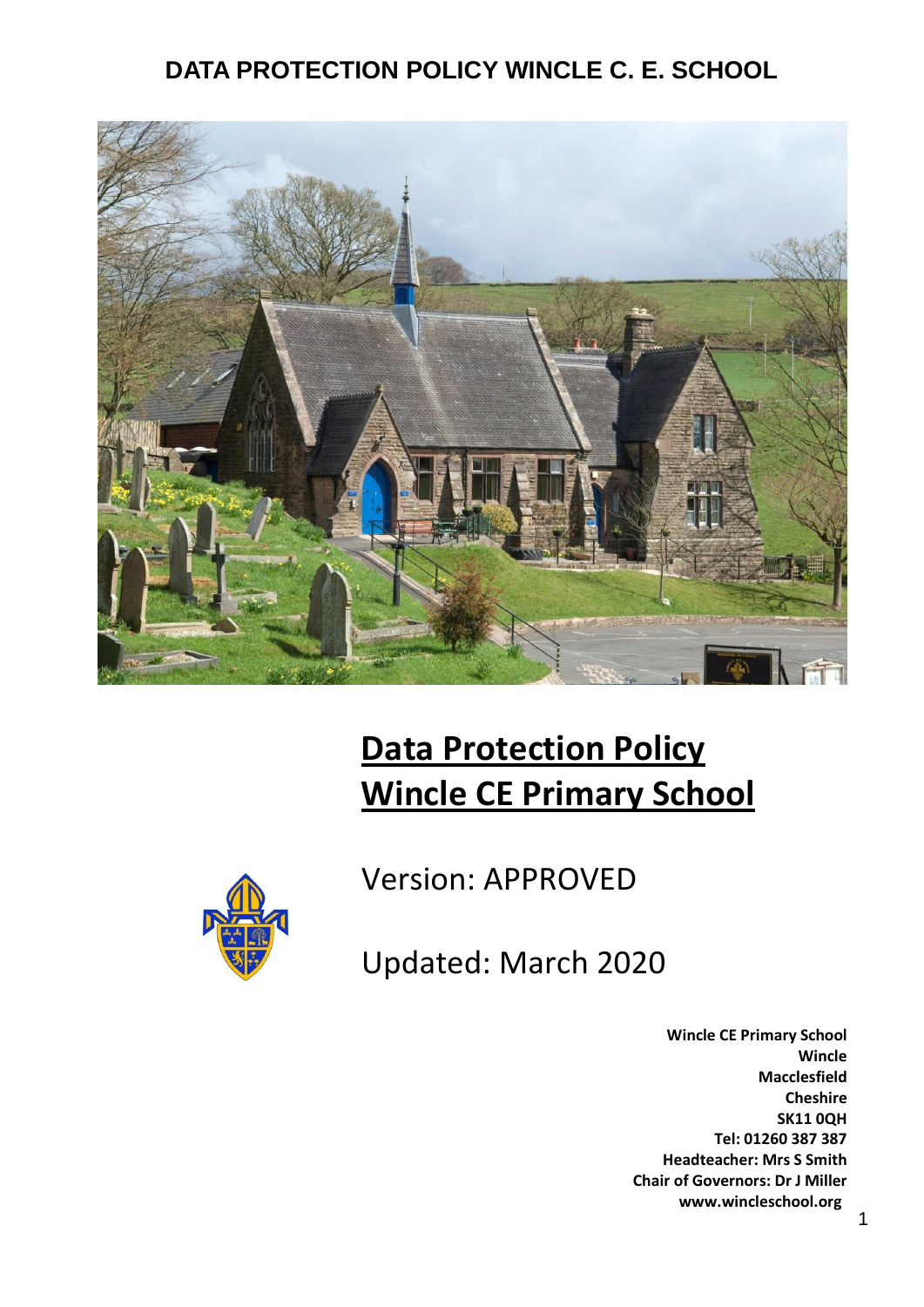# DATA PROTECTION POLICY WINCLE C. E. SCHOOL

# Data Protection Policy
# Wincle CE Primary School

Version: APPROVED

Updated: March 2020

**Wincle CE Primary School**
**Wincle**
**Macclesfield**
**Cheshire**
**SK11 0QH**
**Tel: 01260 387 387**
**Headteacher: Mrs S Smith**
**Chair of Governors: Dr J Miller**
**www.wincleschool.org**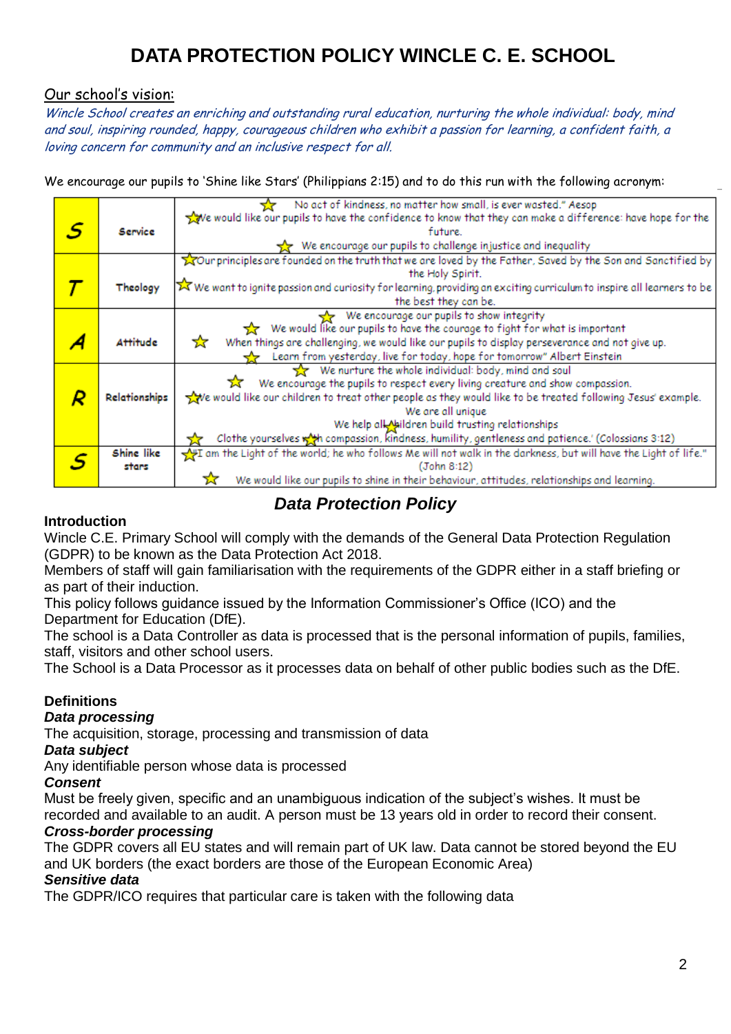# DATA PROTECTION POLICY WINCLE C. E. SCHOOL

Our school's vision:

*Wincle School creates an enriching and outstanding rural education, nurturing the whole individual: body, mind and soul, inspiring rounded, happy, courageous children who exhibit a passion for learning, a confident faith, a loving concern for community and an inclusive respect for all.*

We encourage our pupils to 'Shine like Stars' (Philippians 2:15) and to do this run with the following acronym:

| | | |
|---|---|---|
| **S** | **Service** | ☆ No act of kindness, no matter how small, is ever wasted." Aesop<br>☆ We would like our pupils to have the confidence to know that they can make a difference: have hope for the future.<br>☆ We encourage our pupils to challenge injustice and inequality |
| **T** | **Theology** | ☆ Our principles are founded on the truth that we are loved by the Father, Saved by the Son and Sanctified by the Holy Spirit.<br>☆ We want to ignite passion and curiosity for learning, providing an exciting curriculum to inspire all learners to be the best they can be. |
| **A** | **Attitude** | ☆ We encourage our pupils to show integrity<br>☆ We would like our pupils to have the courage to fight for what is important<br>☆ When things are challenging, we would like our pupils to display perseverance and not give up.<br>☆ Learn from yesterday, live for today, hope for tomorrow" Albert Einstein |
| **R** | **Relationships** | ☆ We nurture the whole individual: body, mind and soul<br>☆ We encourage the pupils to respect every living creature and show compassion.<br>☆ We would like our children to treat other people as they would like to be treated following Jesus' example.<br>We are all unique<br>☆ We help all children build trusting relationships<br>☆ Clothe yourselves with compassion, kindness, humility, gentleness and patience.' (Colossians 3:12) |
| **S** | **Shine like stars** | ☆ "I am the Light of the world; he who follows Me will not walk in the darkness, but will have the Light of life." (John 8:12)<br>☆ We would like our pupils to shine in their behaviour, attitudes, relationships and learning. |

## *Data Protection Policy*

### Introduction

Wincle C.E. Primary School will comply with the demands of the General Data Protection Regulation (GDPR) to be known as the Data Protection Act 2018.

Members of staff will gain familiarisation with the requirements of the GDPR either in a staff briefing or as part of their induction.

This policy follows guidance issued by the Information Commissioner's Office (ICO) and the Department for Education (DfE).

The school is a Data Controller as data is processed that is the personal information of pupils, families, staff, visitors and other school users.

The School is a Data Processor as it processes data on behalf of other public bodies such as the DfE.

### Definitions

***Data processing***

The acquisition, storage, processing and transmission of data

***Data subject***

Any identifiable person whose data is processed

***Consent***

Must be freely given, specific and an unambiguous indication of the subject's wishes. It must be recorded and available to an audit. A person must be 13 years old in order to record their consent.

***Cross-border processing***

The GDPR covers all EU states and will remain part of UK law. Data cannot be stored beyond the EU and UK borders (the exact borders are those of the European Economic Area)

***Sensitive data***

The GDPR/ICO requires that particular care is taken with the following data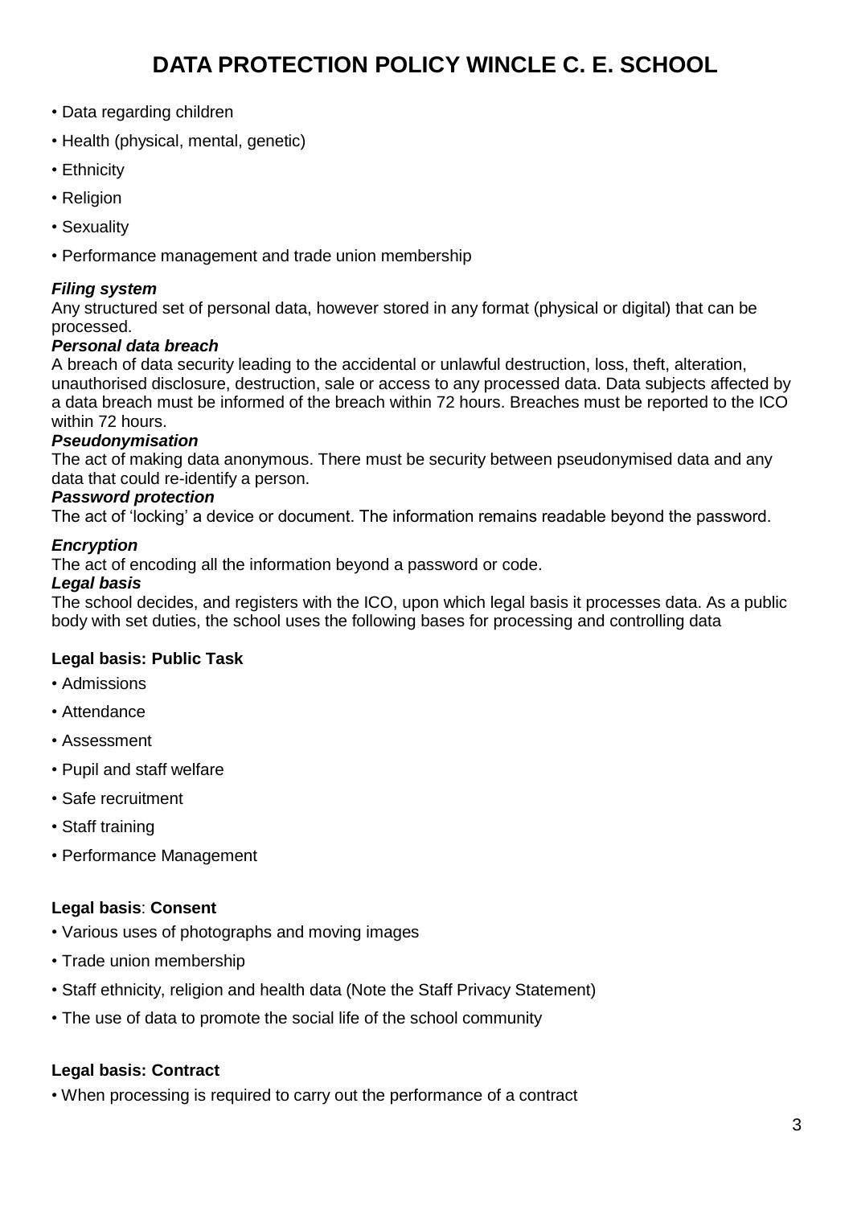# DATA PROTECTION POLICY WINCLE C. E. SCHOOL

- Data regarding children
- Health (physical, mental, genetic)
- Ethnicity
- Religion
- Sexuality
- Performance management and trade union membership

***Filing system***
Any structured set of personal data, however stored in any format (physical or digital) that can be processed.

***Personal data breach***
A breach of data security leading to the accidental or unlawful destruction, loss, theft, alteration, unauthorised disclosure, destruction, sale or access to any processed data. Data subjects affected by a data breach must be informed of the breach within 72 hours. Breaches must be reported to the ICO within 72 hours.

***Pseudonymisation***
The act of making data anonymous. There must be security between pseudonymised data and any data that could re-identify a person.

***Password protection***
The act of 'locking' a device or document. The information remains readable beyond the password.

***Encryption***
The act of encoding all the information beyond a password or code.

***Legal basis***
The school decides, and registers with the ICO, upon which legal basis it processes data. As a public body with set duties, the school uses the following bases for processing and controlling data

**Legal basis: Public Task**

- Admissions
- Attendance
- Assessment
- Pupil and staff welfare
- Safe recruitment
- Staff training
- Performance Management

**Legal basis**: **Consent**

- Various uses of photographs and moving images
- Trade union membership
- Staff ethnicity, religion and health data (Note the Staff Privacy Statement)
- The use of data to promote the social life of the school community

**Legal basis: Contract**

- When processing is required to carry out the performance of a contract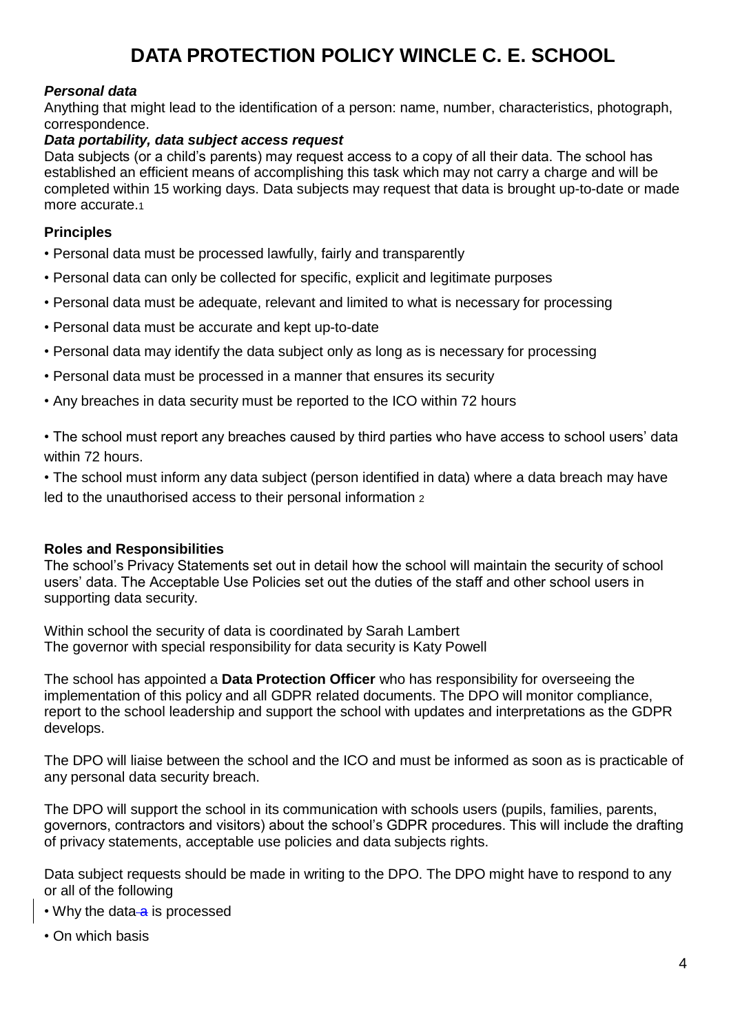# DATA PROTECTION POLICY WINCLE C. E. SCHOOL

***Personal data***

Anything that might lead to the identification of a person: name, number, characteristics, photograph, correspondence.

***Data portability, data subject access request***

Data subjects (or a child's parents) may request access to a copy of all their data. The school has established an efficient means of accomplishing this task which may not carry a charge and will be completed within 15 working days. Data subjects may request that data is brought up-to-date or made more accurate.[1]

**Principles**

- Personal data must be processed lawfully, fairly and transparently
- Personal data can only be collected for specific, explicit and legitimate purposes
- Personal data must be adequate, relevant and limited to what is necessary for processing
- Personal data must be accurate and kept up-to-date
- Personal data may identify the data subject only as long as is necessary for processing
- Personal data must be processed in a manner that ensures its security
- Any breaches in data security must be reported to the ICO within 72 hours
- The school must report any breaches caused by third parties who have access to school users' data within 72 hours.
- The school must inform any data subject (person identified in data) where a data breach may have led to the unauthorised access to their personal information [2]

**Roles and Responsibilities**

The school's Privacy Statements set out in detail how the school will maintain the security of school users' data. The Acceptable Use Policies set out the duties of the staff and other school users in supporting data security.

Within school the security of data is coordinated by Sarah Lambert
The governor with special responsibility for data security is Katy Powell

The school has appointed a **Data Protection Officer** who has responsibility for overseeing the implementation of this policy and all GDPR related documents. The DPO will monitor compliance, report to the school leadership and support the school with updates and interpretations as the GDPR develops.

The DPO will liaise between the school and the ICO and must be informed as soon as is practicable of any personal data security breach.

The DPO will support the school in its communication with schools users (pupils, families, parents, governors, contractors and visitors) about the school's GDPR procedures. This will include the drafting of privacy statements, acceptable use policies and data subjects rights.

Data subject requests should be made in writing to the DPO. The DPO might have to respond to any or all of the following

- Why the data is processed
- On which basis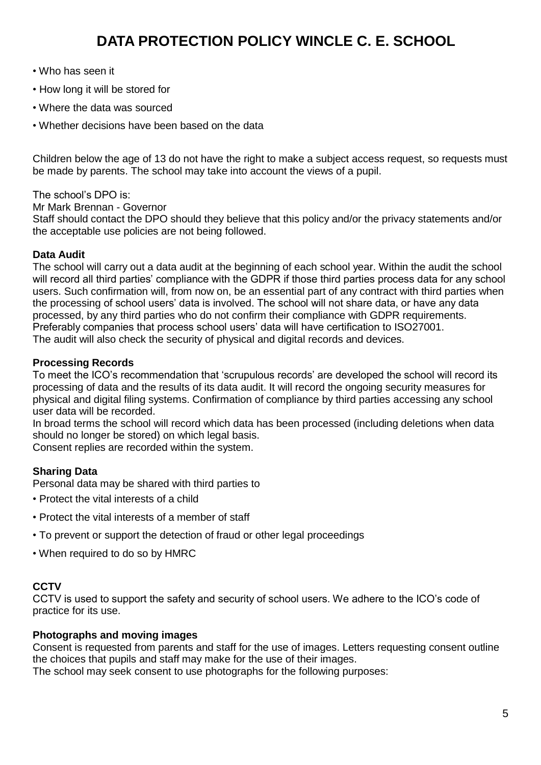- Who has seen it
- How long it will be stored for
- Where the data was sourced
- Whether decisions have been based on the data

Children below the age of 13 do not have the right to make a subject access request, so requests must be made by parents. The school may take into account the views of a pupil.

The school's DPO is:
Mr Mark Brennan - Governor
Staff should contact the DPO should they believe that this policy and/or the privacy statements and/or the acceptable use policies are not being followed.

**Data Audit**
The school will carry out a data audit at the beginning of each school year. Within the audit the school will record all third parties' compliance with the GDPR if those third parties process data for any school users. Such confirmation will, from now on, be an essential part of any contract with third parties when the processing of school users' data is involved. The school will not share data, or have any data processed, by any third parties who do not confirm their compliance with GDPR requirements. Preferably companies that process school users' data will have certification to ISO27001.
The audit will also check the security of physical and digital records and devices.

**Processing Records**
To meet the ICO's recommendation that 'scrupulous records' are developed the school will record its processing of data and the results of its data audit. It will record the ongoing security measures for physical and digital filing systems. Confirmation of compliance by third parties accessing any school user data will be recorded.
In broad terms the school will record which data has been processed (including deletions when data should no longer be stored) on which legal basis.
Consent replies are recorded within the system.

**Sharing Data**
Personal data may be shared with third parties to

- Protect the vital interests of a child
- Protect the vital interests of a member of staff
- To prevent or support the detection of fraud or other legal proceedings
- When required to do so by HMRC

**CCTV**
CCTV is used to support the safety and security of school users. We adhere to the ICO's code of practice for its use.

**Photographs and moving images**
Consent is requested from parents and staff for the use of images. Letters requesting consent outline the choices that pupils and staff may make for the use of their images.
The school may seek consent to use photographs for the following purposes: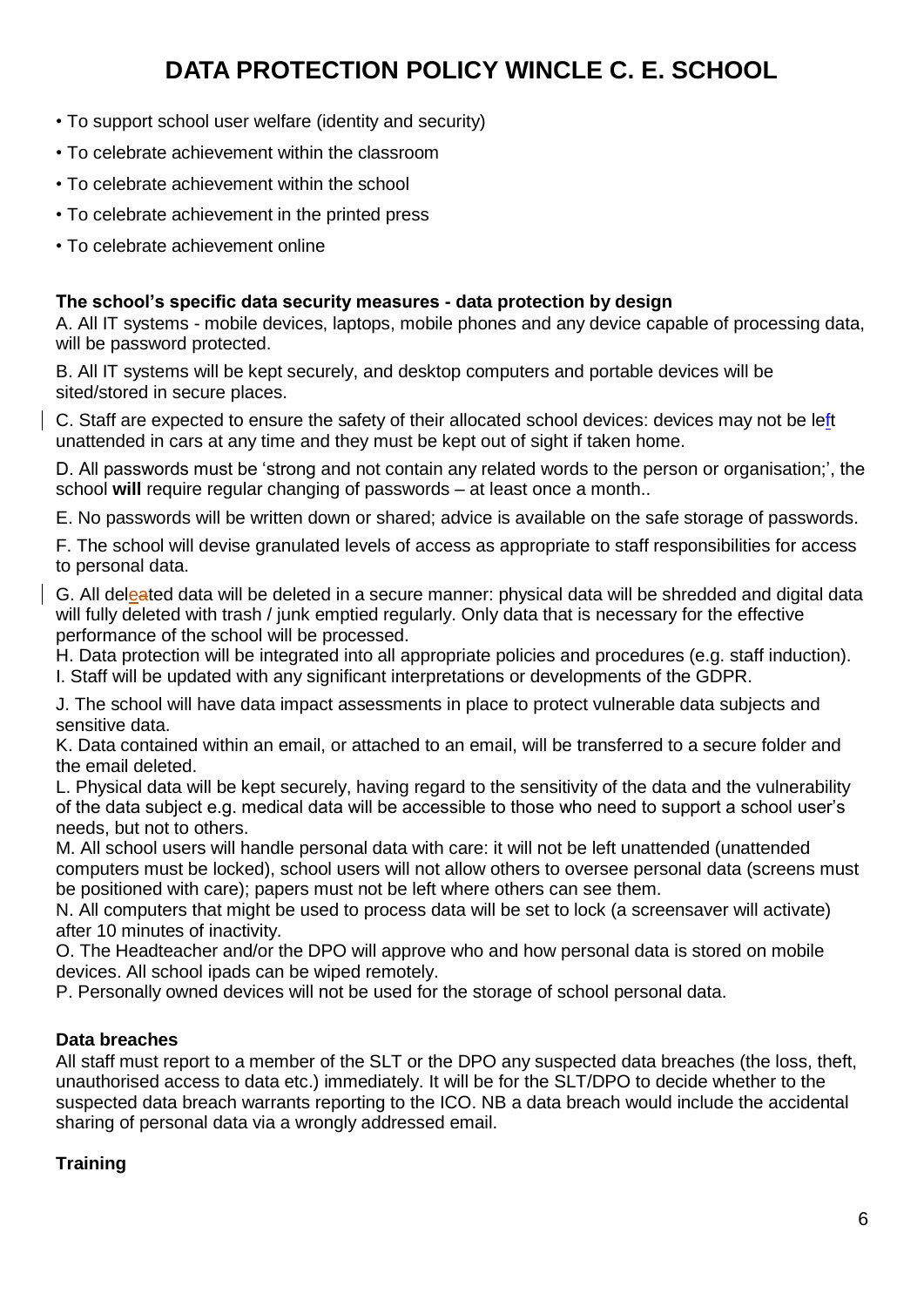# DATA PROTECTION POLICY WINCLE C. E. SCHOOL

- To support school user welfare (identity and security)
- To celebrate achievement within the classroom
- To celebrate achievement within the school
- To celebrate achievement in the printed press
- To celebrate achievement online

**The school's specific data security measures - data protection by design**

A. All IT systems - mobile devices, laptops, mobile phones and any device capable of processing data, will be password protected.

B. All IT systems will be kept securely, and desktop computers and portable devices will be sited/stored in secure places.

C. Staff are expected to ensure the safety of their allocated school devices: devices may not be left unattended in cars at any time and they must be kept out of sight if taken home.

D. All passwords must be 'strong and not contain any related words to the person or organisation;', the school **will** require regular changing of passwords – at least once a month..

E. No passwords will be written down or shared; advice is available on the safe storage of passwords.

F. The school will devise granulated levels of access as appropriate to staff responsibilities for access to personal data.

G. All deleted data will be deleted in a secure manner: physical data will be shredded and digital data will fully deleted with trash / junk emptied regularly. Only data that is necessary for the effective performance of the school will be processed.

H. Data protection will be integrated into all appropriate policies and procedures (e.g. staff induction).

I. Staff will be updated with any significant interpretations or developments of the GDPR.

J. The school will have data impact assessments in place to protect vulnerable data subjects and sensitive data.

K. Data contained within an email, or attached to an email, will be transferred to a secure folder and the email deleted.

L. Physical data will be kept securely, having regard to the sensitivity of the data and the vulnerability of the data subject e.g. medical data will be accessible to those who need to support a school user's needs, but not to others.

M. All school users will handle personal data with care: it will not be left unattended (unattended computers must be locked), school users will not allow others to oversee personal data (screens must be positioned with care); papers must not be left where others can see them.

N. All computers that might be used to process data will be set to lock (a screensaver will activate) after 10 minutes of inactivity.

O. The Headteacher and/or the DPO will approve who and how personal data is stored on mobile devices. All school ipads can be wiped remotely.

P. Personally owned devices will not be used for the storage of school personal data.

**Data breaches**

All staff must report to a member of the SLT or the DPO any suspected data breaches (the loss, theft, unauthorised access to data etc.) immediately. It will be for the SLT/DPO to decide whether to the suspected data breach warrants reporting to the ICO. NB a data breach would include the accidental sharing of personal data via a wrongly addressed email.

**Training**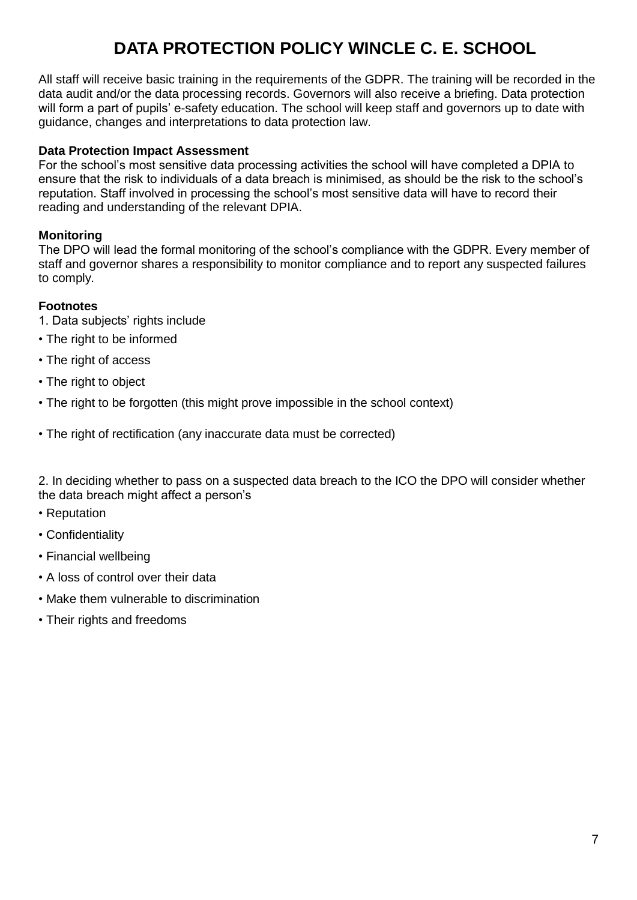# DATA PROTECTION POLICY WINCLE C. E. SCHOOL

All staff will receive basic training in the requirements of the GDPR. The training will be recorded in the data audit and/or the data processing records. Governors will also receive a briefing. Data protection will form a part of pupils' e-safety education. The school will keep staff and governors up to date with guidance, changes and interpretations to data protection law.

**Data Protection Impact Assessment**
For the school's most sensitive data processing activities the school will have completed a DPIA to ensure that the risk to individuals of a data breach is minimised, as should be the risk to the school's reputation. Staff involved in processing the school's most sensitive data will have to record their reading and understanding of the relevant DPIA.

**Monitoring**
The DPO will lead the formal monitoring of the school's compliance with the GDPR. Every member of staff and governor shares a responsibility to monitor compliance and to report any suspected failures to comply.

**Footnotes**

1. Data subjects' rights include

- The right to be informed
- The right of access
- The right to object
- The right to be forgotten (this might prove impossible in the school context)
- The right of rectification (any inaccurate data must be corrected)

2. In deciding whether to pass on a suspected data breach to the ICO the DPO will consider whether the data breach might affect a person's

- Reputation
- Confidentiality
- Financial wellbeing
- A loss of control over their data
- Make them vulnerable to discrimination
- Their rights and freedoms